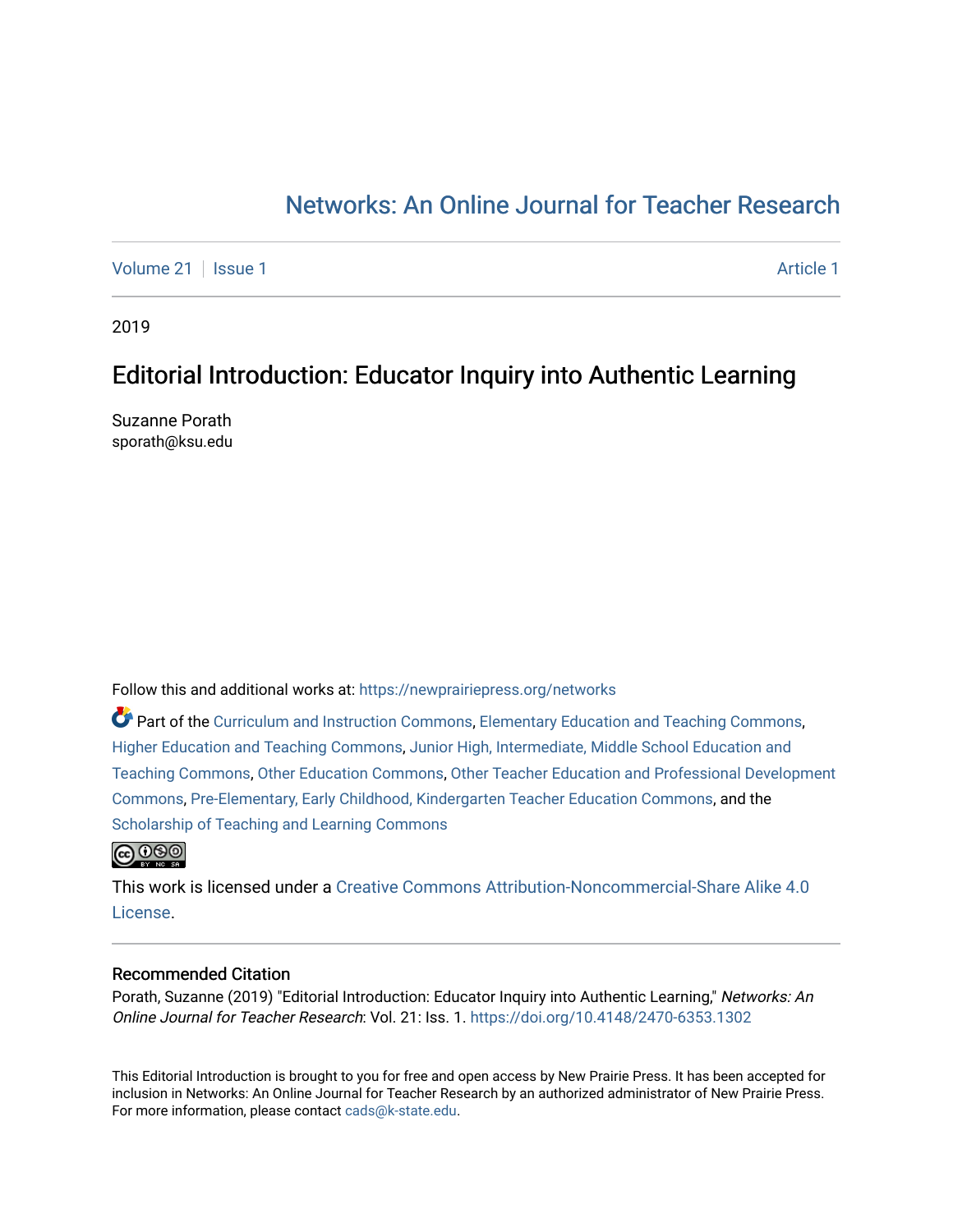# Networks: An Online Journal for Teacher Research

Volume 21 | Issue 1 | Article 1

2019

## Editorial Introduction: Educator Inquiry into Authentic Learning

Suzanne Porath
sporath@ksu.edu

Follow this and additional works at: https://newprairiepress.org/networks

Part of the Curriculum and Instruction Commons, Elementary Education and Teaching Commons, Higher Education and Teaching Commons, Junior High, Intermediate, Middle School Education and Teaching Commons, Other Education Commons, Other Teacher Education and Professional Development Commons, Pre-Elementary, Early Childhood, Kindergarten Teacher Education Commons, and the Scholarship of Teaching and Learning Commons

This work is licensed under a Creative Commons Attribution-Noncommercial-Share Alike 4.0 License.

### Recommended Citation

Porath, Suzanne (2019) "Editorial Introduction: Educator Inquiry into Authentic Learning," *Networks: An Online Journal for Teacher Research*: Vol. 21: Iss. 1. https://doi.org/10.4148/2470-6353.1302

This Editorial Introduction is brought to you for free and open access by New Prairie Press. It has been accepted for inclusion in Networks: An Online Journal for Teacher Research by an authorized administrator of New Prairie Press. For more information, please contact cads@k-state.edu.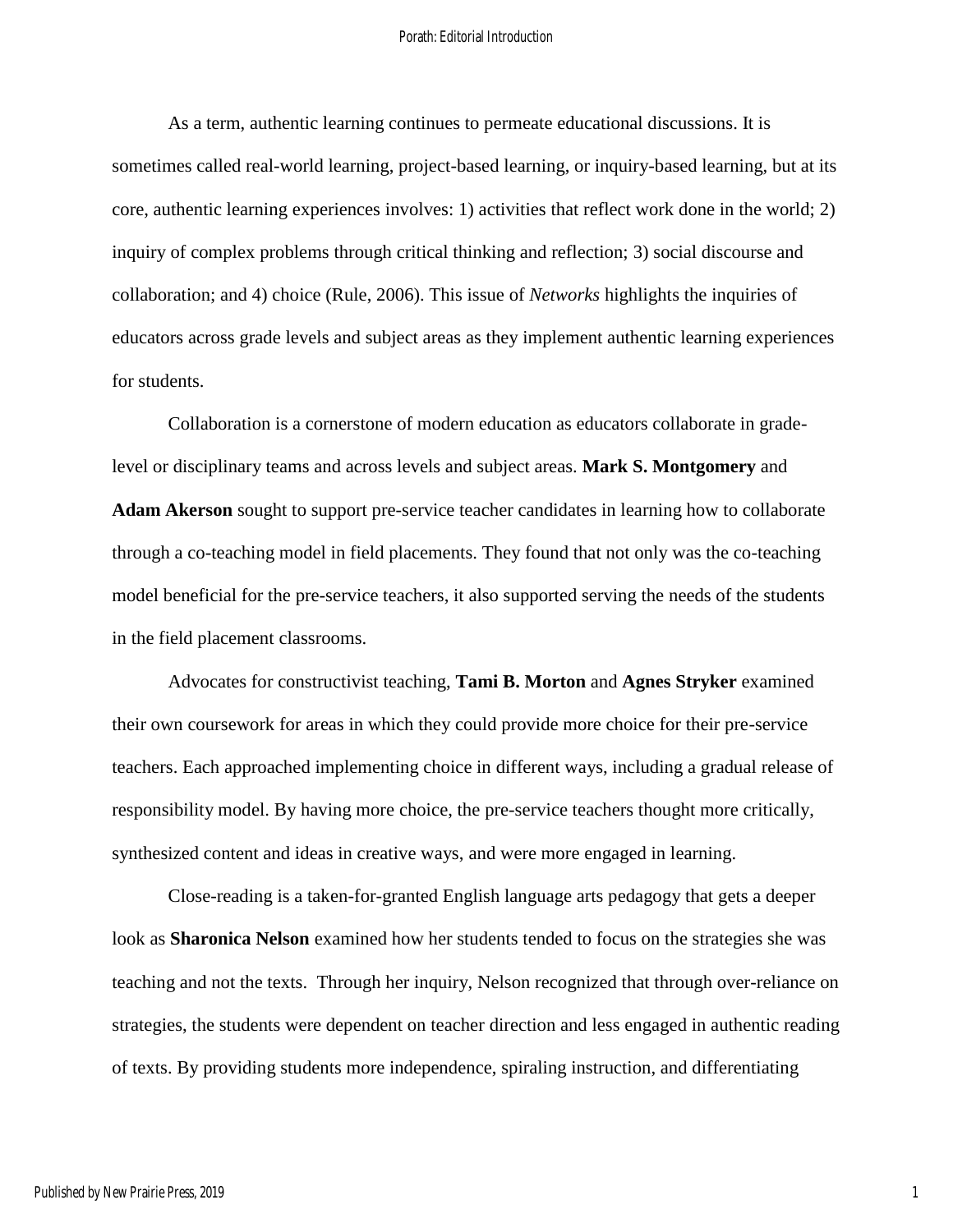As a term, authentic learning continues to permeate educational discussions. It is sometimes called real-world learning, project-based learning, or inquiry-based learning, but at its core, authentic learning experiences involves: 1) activities that reflect work done in the world; 2) inquiry of complex problems through critical thinking and reflection; 3) social discourse and collaboration; and 4) choice (Rule, 2006). This issue of *Networks* highlights the inquiries of educators across grade levels and subject areas as they implement authentic learning experiences for students.

Collaboration is a cornerstone of modern education as educators collaborate in grade-level or disciplinary teams and across levels and subject areas. **Mark S. Montgomery** and **Adam Akerson** sought to support pre-service teacher candidates in learning how to collaborate through a co-teaching model in field placements. They found that not only was the co-teaching model beneficial for the pre-service teachers, it also supported serving the needs of the students in the field placement classrooms.

Advocates for constructivist teaching, **Tami B. Morton** and **Agnes Stryker** examined their own coursework for areas in which they could provide more choice for their pre-service teachers. Each approached implementing choice in different ways, including a gradual release of responsibility model. By having more choice, the pre-service teachers thought more critically, synthesized content and ideas in creative ways, and were more engaged in learning.

Close-reading is a taken-for-granted English language arts pedagogy that gets a deeper look as **Sharonica Nelson** examined how her students tended to focus on the strategies she was teaching and not the texts. Through her inquiry, Nelson recognized that through over-reliance on strategies, the students were dependent on teacher direction and less engaged in authentic reading of texts. By providing students more independence, spiraling instruction, and differentiating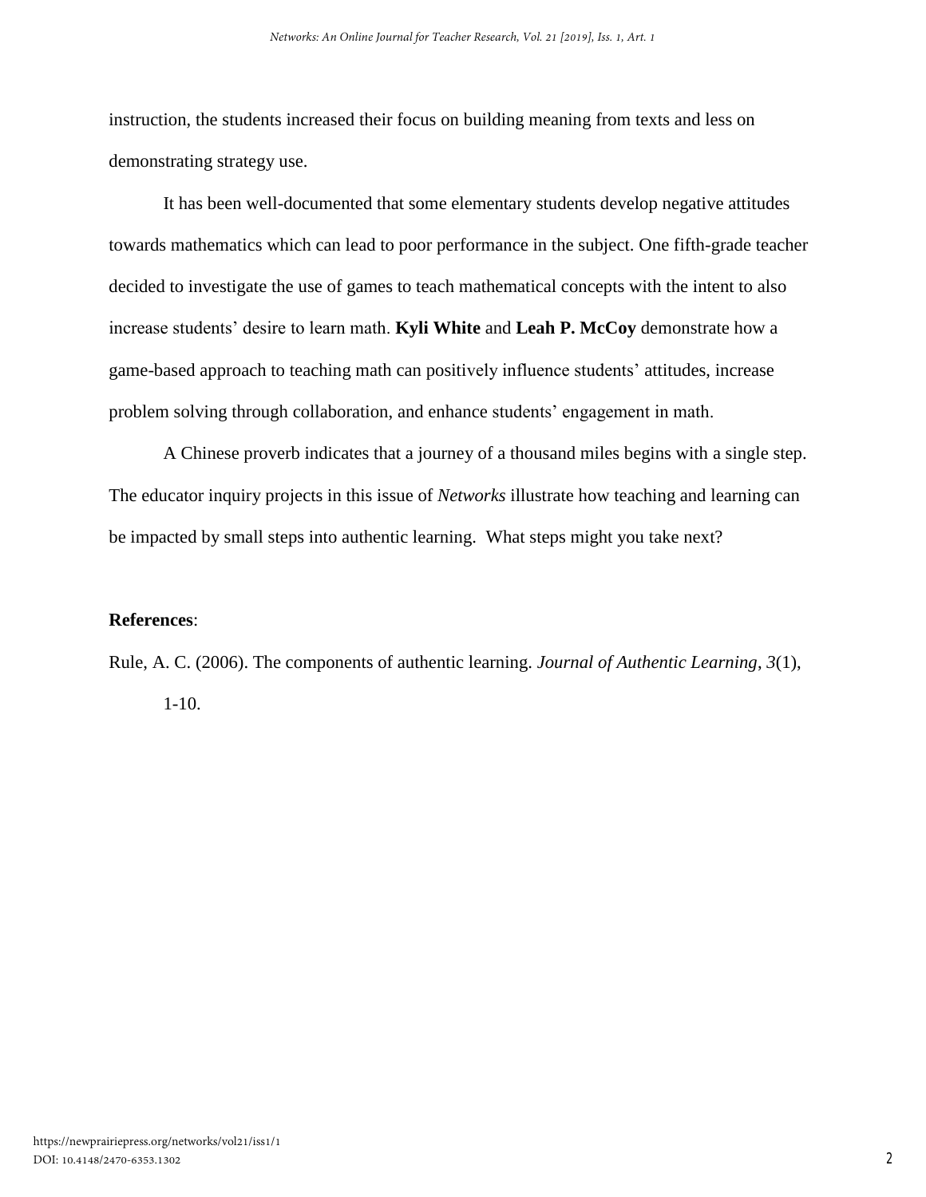instruction, the students increased their focus on building meaning from texts and less on demonstrating strategy use.

It has been well-documented that some elementary students develop negative attitudes towards mathematics which can lead to poor performance in the subject. One fifth-grade teacher decided to investigate the use of games to teach mathematical concepts with the intent to also increase students' desire to learn math. **Kyli White** and **Leah P. McCoy** demonstrate how a game-based approach to teaching math can positively influence students' attitudes, increase problem solving through collaboration, and enhance students' engagement in math.

A Chinese proverb indicates that a journey of a thousand miles begins with a single step. The educator inquiry projects in this issue of *Networks* illustrate how teaching and learning can be impacted by small steps into authentic learning. What steps might you take next?

**References**:

Rule, A. C. (2006). The components of authentic learning. *Journal of Authentic Learning*, *3*(1), 1-10.